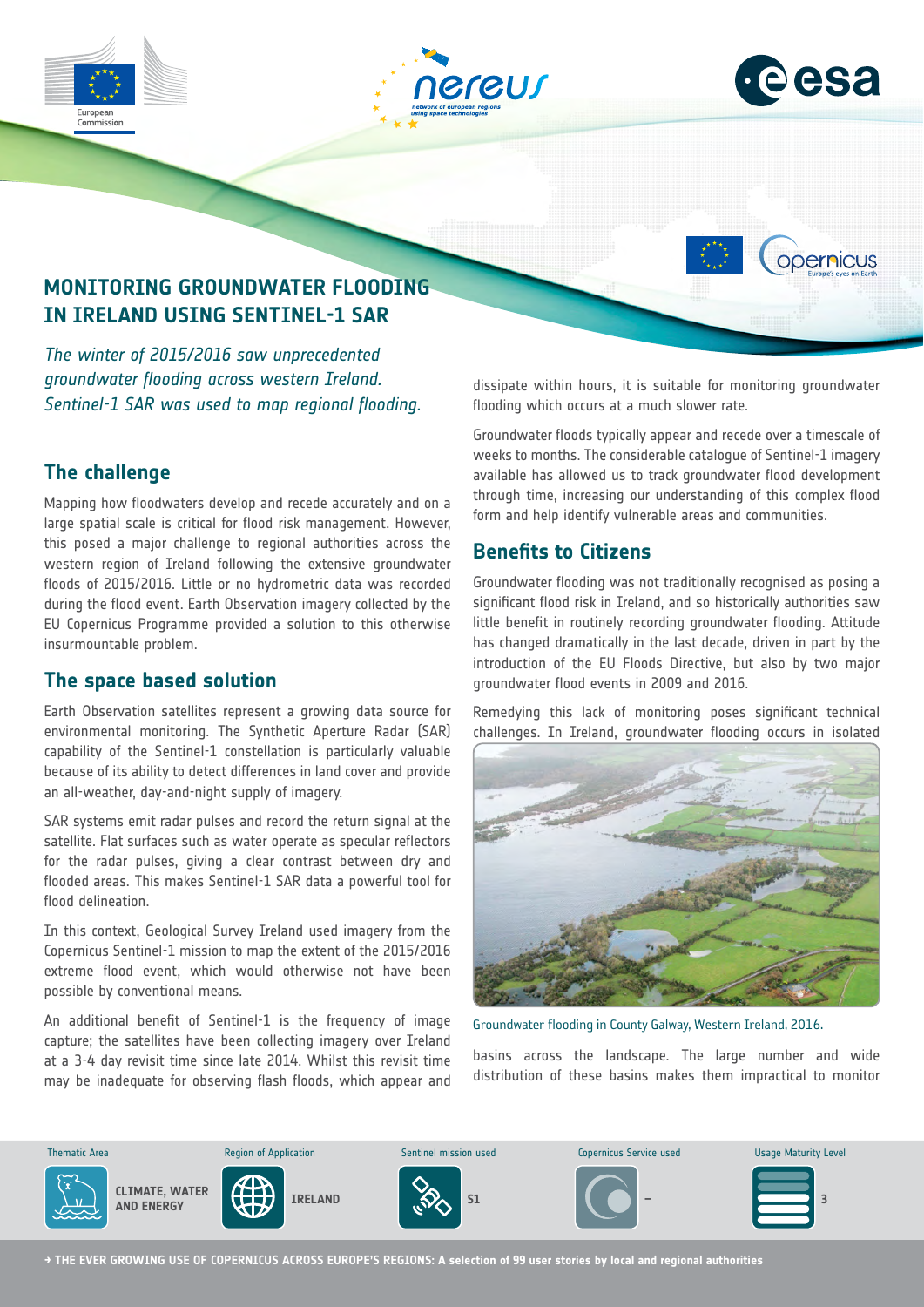# MONITORING GROUNDWATER FLOODING IN IRELAND USING SENTINEL-1 SAR

*The winter of 2015/2016 saw unprecedented groundwater flooding across western Ireland. Sentinel-1 SAR was used to map regional flooding.*

## The challenge

Mapping how floodwaters develop and recede accurately and on a large spatial scale is critical for flood risk management. However, this posed a major challenge to regional authorities across the western region of Ireland following the extensive groundwater floods of 2015/2016. Little or no hydrometric data was recorded during the flood event. Earth Observation imagery collected by the EU Copernicus Programme provided a solution to this otherwise insurmountable problem.

## The space based solution

Earth Observation satellites represent a growing data source for environmental monitoring. The Synthetic Aperture Radar (SAR) capability of the Sentinel-1 constellation is particularly valuable because of its ability to detect differences in land cover and provide an all-weather, day-and-night supply of imagery.

SAR systems emit radar pulses and record the return signal at the satellite. Flat surfaces such as water operate as specular reflectors for the radar pulses, giving a clear contrast between dry and flooded areas. This makes Sentinel-1 SAR data a powerful tool for flood delineation.

In this context, Geological Survey Ireland used imagery from the Copernicus Sentinel-1 mission to map the extent of the 2015/2016 extreme flood event, which would otherwise not have been possible by conventional means.

An additional benefit of Sentinel-1 is the frequency of image capture; the satellites have been collecting imagery over Ireland at a 3-4 day revisit time since late 2014. Whilst this revisit time may be inadequate for observing flash floods, which appear and dissipate within hours, it is suitable for monitoring groundwater flooding which occurs at a much slower rate.

Groundwater floods typically appear and recede over a timescale of weeks to months. The considerable catalogue of Sentinel-1 imagery available has allowed us to track groundwater flood development through time, increasing our understanding of this complex flood form and help identify vulnerable areas and communities.

## Benefits to Citizens

Groundwater flooding was not traditionally recognised as posing a significant flood risk in Ireland, and so historically authorities saw little benefit in routinely recording groundwater flooding. Attitude has changed dramatically in the last decade, driven in part by the introduction of the EU Floods Directive, but also by two major groundwater flood events in 2009 and 2016.

Remedying this lack of monitoring poses significant technical challenges. In Ireland, groundwater flooding occurs in isolated basins across the landscape. The large number and wide distribution of these basins makes them impractical to monitor

Groundwater flooding in County Galway, Western Ireland, 2016.

| Thematic Area | Region of Application | Sentinel mission used | Copernicus Service used | Usage Maturity Level |
|---|---|---|---|---|
| CLIMATE, WATER AND ENERGY | IRELAND | S1 | – | 3 |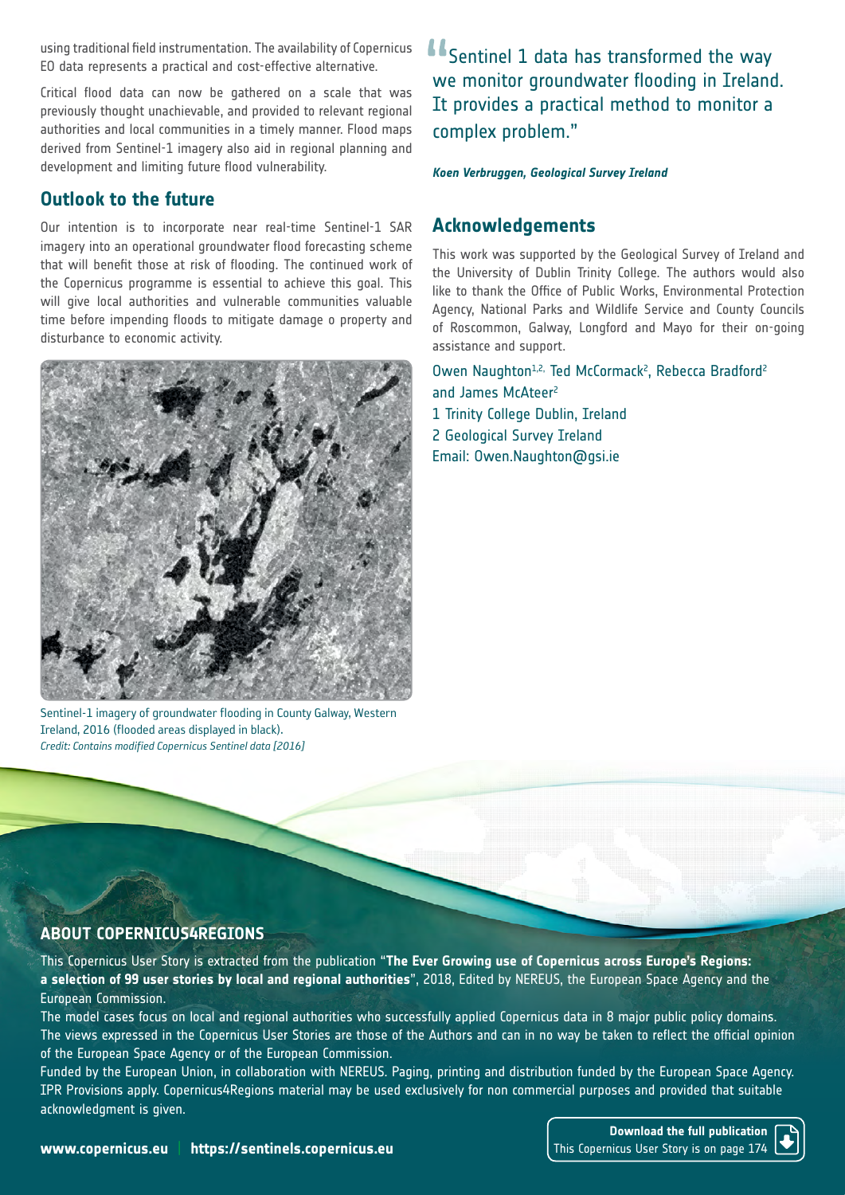using traditional field instrumentation. The availability of Copernicus EO data represents a practical and cost-effective alternative.

Critical flood data can now be gathered on a scale that was previously thought unachievable, and provided to relevant regional authorities and local communities in a timely manner. Flood maps derived from Sentinel-1 imagery also aid in regional planning and development and limiting future flood vulnerability.

## Outlook to the future

Our intention is to incorporate near real-time Sentinel-1 SAR imagery into an operational groundwater flood forecasting scheme that will benefit those at risk of flooding. The continued work of the Copernicus programme is essential to achieve this goal. This will give local authorities and vulnerable communities valuable time before impending floods to mitigate damage o property and disturbance to economic activity.

Sentinel-1 imagery of groundwater flooding in County Galway, Western Ireland, 2016 (flooded areas displayed in black).
*Credit: Contains modified Copernicus Sentinel data [2016]*

"Sentinel 1 data has transformed the way we monitor groundwater flooding in Ireland. It provides a practical method to monitor a complex problem."

***Koen Verbruggen, Geological Survey Ireland***

## Acknowledgements

This work was supported by the Geological Survey of Ireland and the University of Dublin Trinity College. The authors would also like to thank the Office of Public Works, Environmental Protection Agency, National Parks and Wildlife Service and County Councils of Roscommon, Galway, Longford and Mayo for their on-going assistance and support.

Owen Naughton[1,2], Ted McCormack[2], Rebecca Bradford[2] and James McAteer[2]
1 Trinity College Dublin, Ireland
2 Geological Survey Ireland
Email: Owen.Naughton@gsi.ie

## ABOUT COPERNICUS4REGIONS

This Copernicus User Story is extracted from the publication "**The Ever Growing use of Copernicus across Europe's Regions: a selection of 99 user stories by local and regional authorities**", 2018, Edited by NEREUS, the European Space Agency and the European Commission.
The model cases focus on local and regional authorities who successfully applied Copernicus data in 8 major public policy domains. The views expressed in the Copernicus User Stories are those of the Authors and can in no way be taken to reflect the official opinion of the European Space Agency or of the European Commission.
Funded by the European Union, in collaboration with NEREUS. Paging, printing and distribution funded by the European Space Agency. IPR Provisions apply. Copernicus4Regions material may be used exclusively for non commercial purposes and provided that suitable acknowledgment is given.

**www.copernicus.eu** | **https://sentinels.copernicus.eu**

**Download the full publication**
This Copernicus User Story is on page 174